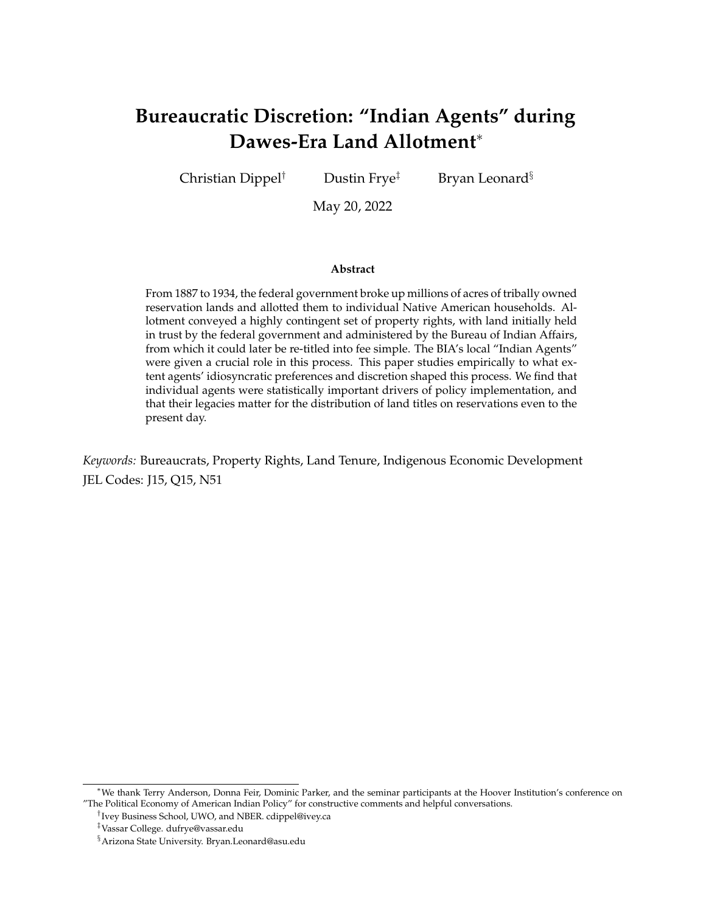# Bureaucratic Discretion: "Indian Agents" during Dawes-Era Land Allotment[*]

Christian Dippel[†] Dustin Frye[‡] Bryan Leonard[§]

May 20, 2022

### Abstract

From 1887 to 1934, the federal government broke up millions of acres of tribally owned reservation lands and allotted them to individual Native American households. Allotment conveyed a highly contingent set of property rights, with land initially held in trust by the federal government and administered by the Bureau of Indian Affairs, from which it could later be re-titled into fee simple. The BIA's local "Indian Agents" were given a crucial role in this process. This paper studies empirically to what extent agents' idiosyncratic preferences and discretion shaped this process. We find that individual agents were statistically important drivers of policy implementation, and that their legacies matter for the distribution of land titles on reservations even to the present day.

*Keywords:* Bureaucrats, Property Rights, Land Tenure, Indigenous Economic Development
JEL Codes: J15, Q15, N51

---

[*] We thank Terry Anderson, Donna Feir, Dominic Parker, and the seminar participants at the Hoover Institution's conference on "The Political Economy of American Indian Policy" for constructive comments and helpful conversations.

[†] Ivey Business School, UWO, and NBER. cdippel@ivey.ca

[‡] Vassar College. dufrye@vassar.edu

[§] Arizona State University. Bryan.Leonard@asu.edu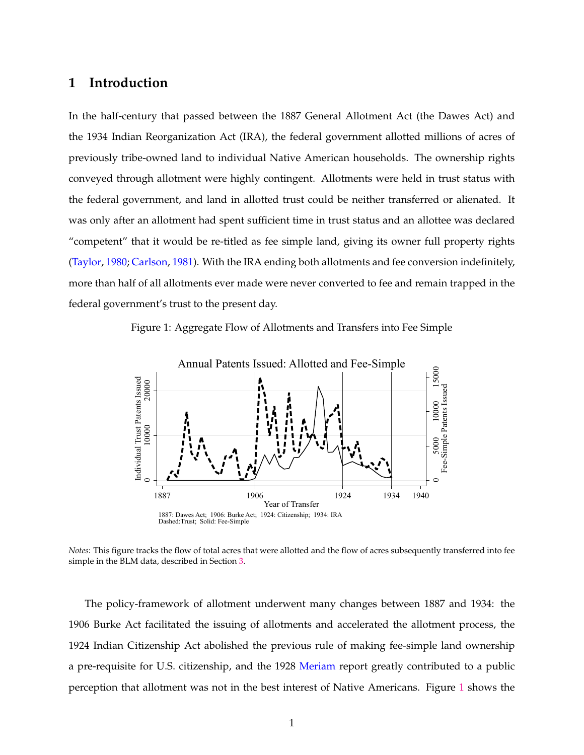# 1 Introduction

In the half-century that passed between the 1887 General Allotment Act (the Dawes Act) and the 1934 Indian Reorganization Act (IRA), the federal government allotted millions of acres of previously tribe-owned land to individual Native American households. The ownership rights conveyed through allotment were highly contingent. Allotments were held in trust status with the federal government, and land in allotted trust could be neither transferred or alienated. It was only after an allotment had spent sufficient time in trust status and an allottee was declared "competent" that it would be re-titled as fee simple land, giving its owner full property rights (Taylor, 1980; Carlson, 1981). With the IRA ending both allotments and fee conversion indefinitely, more than half of all allotments ever made were never converted to fee and remain trapped in the federal government's trust to the present day.

Figure 1: Aggregate Flow of Allotments and Transfers into Fee Simple

*Notes*: This figure tracks the flow of total acres that were allotted and the flow of acres subsequently transferred into fee simple in the BLM data, described in Section 3.

The policy-framework of allotment underwent many changes between 1887 and 1934: the 1906 Burke Act facilitated the issuing of allotments and accelerated the allotment process, the 1924 Indian Citizenship Act abolished the previous rule of making fee-simple land ownership a pre-requisite for U.S. citizenship, and the 1928 Meriam report greatly contributed to a public perception that allotment was not in the best interest of Native Americans. Figure 1 shows the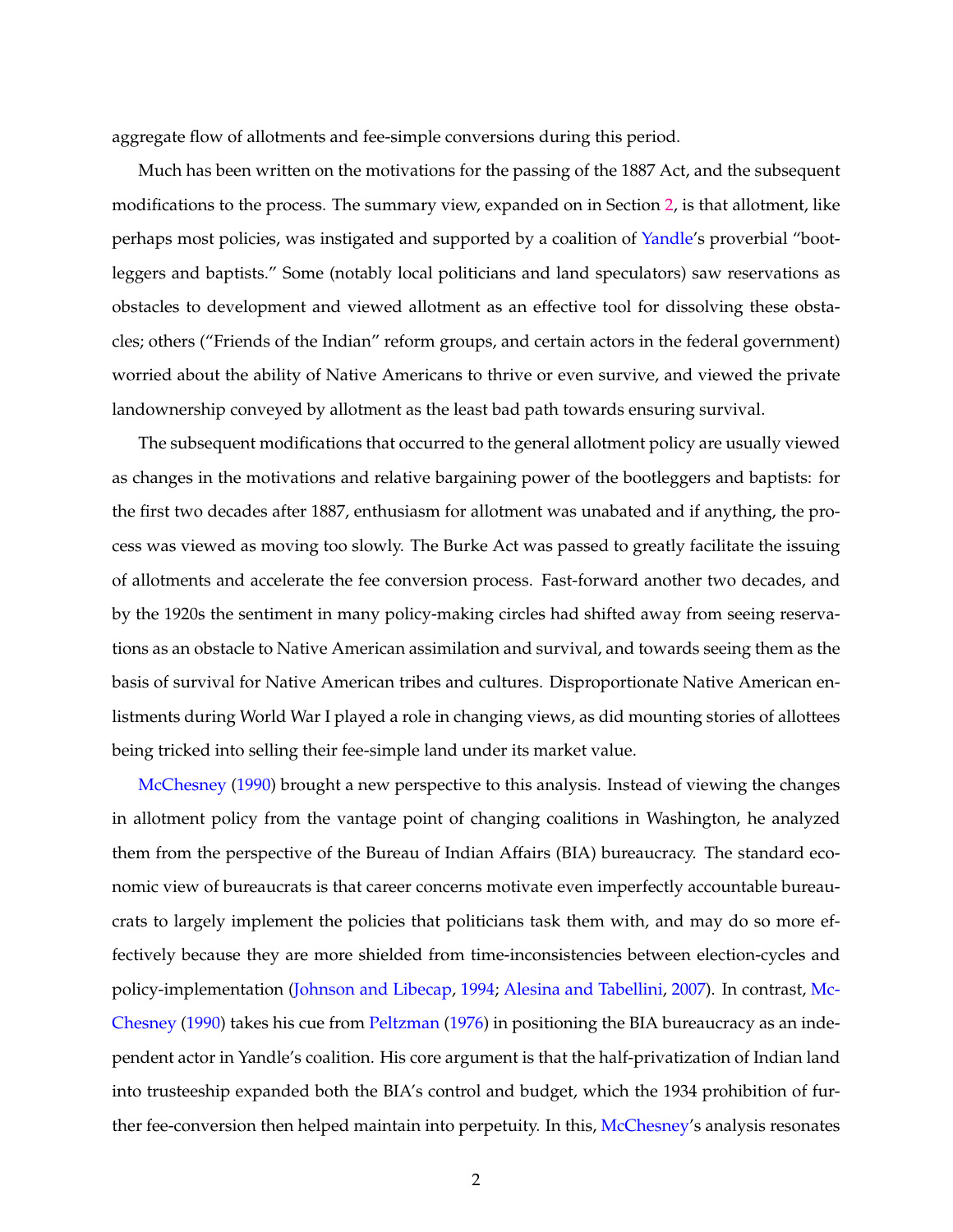aggregate flow of allotments and fee-simple conversions during this period.

Much has been written on the motivations for the passing of the 1887 Act, and the subsequent modifications to the process. The summary view, expanded on in Section 2, is that allotment, like perhaps most policies, was instigated and supported by a coalition of Yandle's proverbial "bootleggers and baptists." Some (notably local politicians and land speculators) saw reservations as obstacles to development and viewed allotment as an effective tool for dissolving these obstacles; others ("Friends of the Indian" reform groups, and certain actors in the federal government) worried about the ability of Native Americans to thrive or even survive, and viewed the private landownership conveyed by allotment as the least bad path towards ensuring survival.

The subsequent modifications that occurred to the general allotment policy are usually viewed as changes in the motivations and relative bargaining power of the bootleggers and baptists: for the first two decades after 1887, enthusiasm for allotment was unabated and if anything, the process was viewed as moving too slowly. The Burke Act was passed to greatly facilitate the issuing of allotments and accelerate the fee conversion process. Fast-forward another two decades, and by the 1920s the sentiment in many policy-making circles had shifted away from seeing reservations as an obstacle to Native American assimilation and survival, and towards seeing them as the basis of survival for Native American tribes and cultures. Disproportionate Native American enlistments during World War I played a role in changing views, as did mounting stories of allottees being tricked into selling their fee-simple land under its market value.

McChesney (1990) brought a new perspective to this analysis. Instead of viewing the changes in allotment policy from the vantage point of changing coalitions in Washington, he analyzed them from the perspective of the Bureau of Indian Affairs (BIA) bureaucracy. The standard economic view of bureaucrats is that career concerns motivate even imperfectly accountable bureaucrats to largely implement the policies that politicians task them with, and may do so more effectively because they are more shielded from time-inconsistencies between election-cycles and policy-implementation (Johnson and Libecap, 1994; Alesina and Tabellini, 2007). In contrast, McChesney (1990) takes his cue from Peltzman (1976) in positioning the BIA bureaucracy as an independent actor in Yandle's coalition. His core argument is that the half-privatization of Indian land into trusteeship expanded both the BIA's control and budget, which the 1934 prohibition of further fee-conversion then helped maintain into perpetuity. In this, McChesney's analysis resonates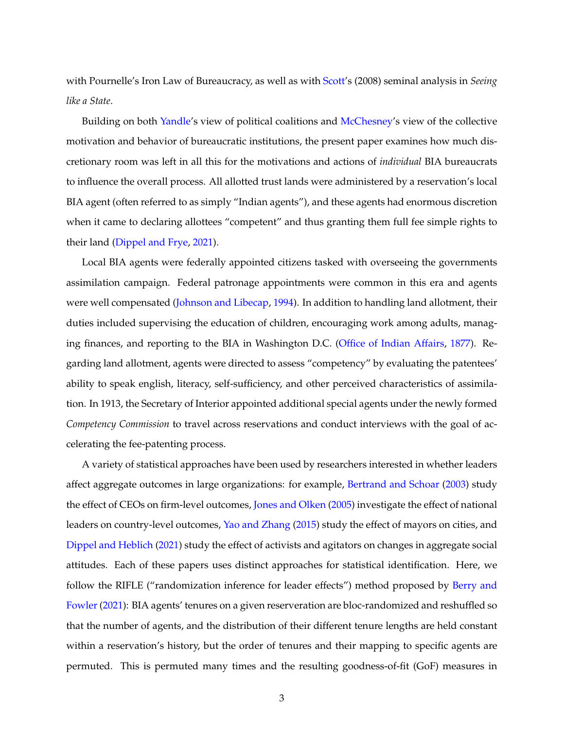with Pournelle's Iron Law of Bureaucracy, as well as with Scott's (2008) seminal analysis in *Seeing like a State*.

Building on both Yandle's view of political coalitions and McChesney's view of the collective motivation and behavior of bureaucratic institutions, the present paper examines how much discretionary room was left in all this for the motivations and actions of *individual* BIA bureaucrats to influence the overall process. All allotted trust lands were administered by a reservation's local BIA agent (often referred to as simply "Indian agents"), and these agents had enormous discretion when it came to declaring allottees "competent" and thus granting them full fee simple rights to their land (Dippel and Frye, 2021).

Local BIA agents were federally appointed citizens tasked with overseeing the governments assimilation campaign. Federal patronage appointments were common in this era and agents were well compensated (Johnson and Libecap, 1994). In addition to handling land allotment, their duties included supervising the education of children, encouraging work among adults, managing finances, and reporting to the BIA in Washington D.C. (Office of Indian Affairs, 1877). Regarding land allotment, agents were directed to assess "competency" by evaluating the patentees' ability to speak english, literacy, self-sufficiency, and other perceived characteristics of assimilation. In 1913, the Secretary of Interior appointed additional special agents under the newly formed *Competency Commission* to travel across reservations and conduct interviews with the goal of accelerating the fee-patenting process.

A variety of statistical approaches have been used by researchers interested in whether leaders affect aggregate outcomes in large organizations: for example, Bertrand and Schoar (2003) study the effect of CEOs on firm-level outcomes, Jones and Olken (2005) investigate the effect of national leaders on country-level outcomes, Yao and Zhang (2015) study the effect of mayors on cities, and Dippel and Heblich (2021) study the effect of activists and agitators on changes in aggregate social attitudes. Each of these papers uses distinct approaches for statistical identification. Here, we follow the RIFLE ("randomization inference for leader effects") method proposed by Berry and Fowler (2021): BIA agents' tenures on a given reserveration are bloc-randomized and reshuffled so that the number of agents, and the distribution of their different tenure lengths are held constant within a reservation's history, but the order of tenures and their mapping to specific agents are permuted. This is permuted many times and the resulting goodness-of-fit (GoF) measures in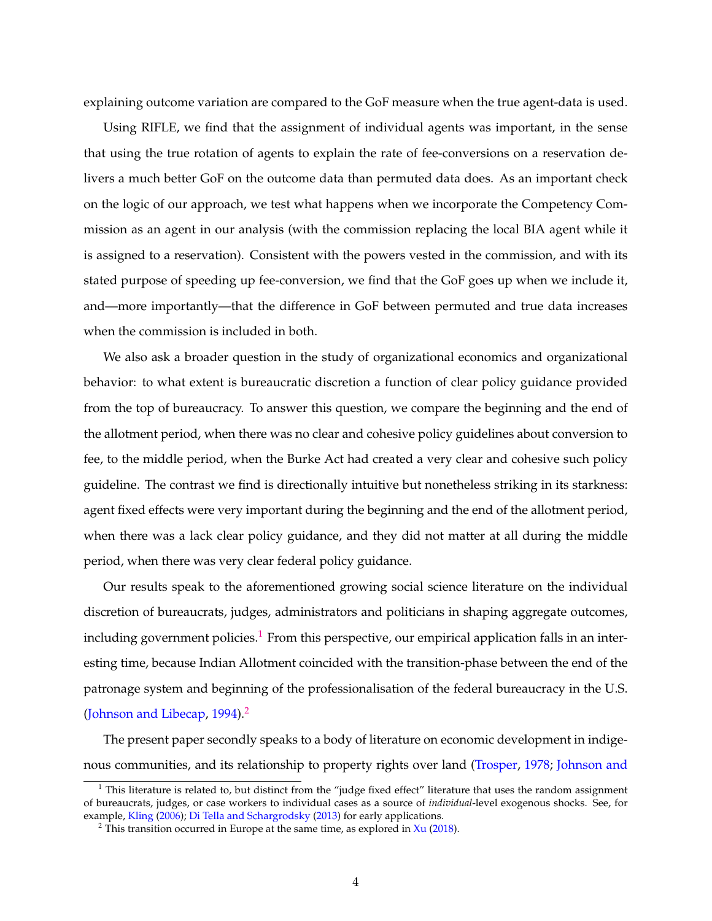explaining outcome variation are compared to the GoF measure when the true agent-data is used.

Using RIFLE, we find that the assignment of individual agents was important, in the sense that using the true rotation of agents to explain the rate of fee-conversions on a reservation delivers a much better GoF on the outcome data than permuted data does. As an important check on the logic of our approach, we test what happens when we incorporate the Competency Commission as an agent in our analysis (with the commission replacing the local BIA agent while it is assigned to a reservation). Consistent with the powers vested in the commission, and with its stated purpose of speeding up fee-conversion, we find that the GoF goes up when we include it, and—more importantly—that the difference in GoF between permuted and true data increases when the commission is included in both.

We also ask a broader question in the study of organizational economics and organizational behavior: to what extent is bureaucratic discretion a function of clear policy guidance provided from the top of bureaucracy. To answer this question, we compare the beginning and the end of the allotment period, when there was no clear and cohesive policy guidelines about conversion to fee, to the middle period, when the Burke Act had created a very clear and cohesive such policy guideline. The contrast we find is directionally intuitive but nonetheless striking in its starkness: agent fixed effects were very important during the beginning and the end of the allotment period, when there was a lack clear policy guidance, and they did not matter at all during the middle period, when there was very clear federal policy guidance.

Our results speak to the aforementioned growing social science literature on the individual discretion of bureaucrats, judges, administrators and politicians in shaping aggregate outcomes, including government policies.[1] From this perspective, our empirical application falls in an interesting time, because Indian Allotment coincided with the transition-phase between the end of the patronage system and beginning of the professionalisation of the federal bureaucracy in the U.S. (Johnson and Libecap, 1994).[2]

The present paper secondly speaks to a body of literature on economic development in indigenous communities, and its relationship to property rights over land (Trosper, 1978; Johnson and

---

[1] This literature is related to, but distinct from the "judge fixed effect" literature that uses the random assignment of bureaucrats, judges, or case workers to individual cases as a source of *individual*-level exogenous shocks. See, for example, Kling (2006); Di Tella and Schargrodsky (2013) for early applications.

[2] This transition occurred in Europe at the same time, as explored in Xu (2018).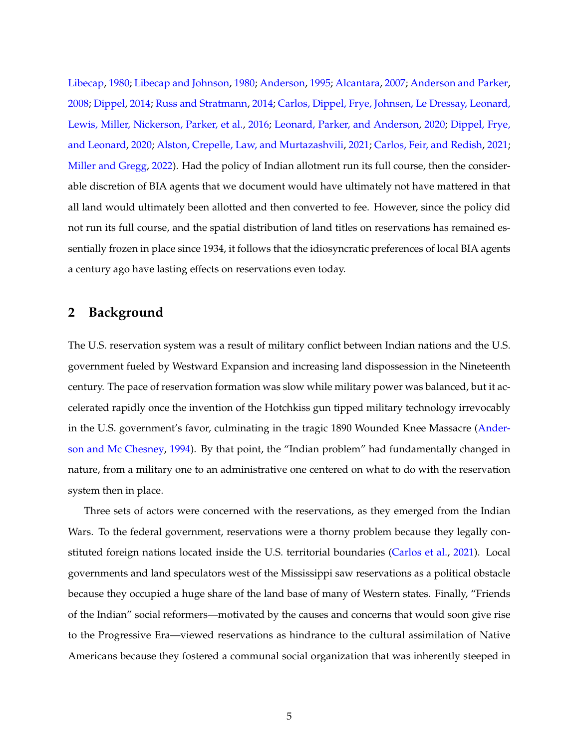Libecap, 1980; Libecap and Johnson, 1980; Anderson, 1995; Alcantara, 2007; Anderson and Parker, 2008; Dippel, 2014; Russ and Stratmann, 2014; Carlos, Dippel, Frye, Johnsen, Le Dressay, Leonard, Lewis, Miller, Nickerson, Parker, et al., 2016; Leonard, Parker, and Anderson, 2020; Dippel, Frye, and Leonard, 2020; Alston, Crepelle, Law, and Murtazashvili, 2021; Carlos, Feir, and Redish, 2021; Miller and Gregg, 2022). Had the policy of Indian allotment run its full course, then the considerable discretion of BIA agents that we document would have ultimately not have mattered in that all land would ultimately been allotted and then converted to fee. However, since the policy did not run its full course, and the spatial distribution of land titles on reservations has remained essentially frozen in place since 1934, it follows that the idiosyncratic preferences of local BIA agents a century ago have lasting effects on reservations even today.

## 2 Background

The U.S. reservation system was a result of military conflict between Indian nations and the U.S. government fueled by Westward Expansion and increasing land dispossession in the Nineteenth century. The pace of reservation formation was slow while military power was balanced, but it accelerated rapidly once the invention of the Hotchkiss gun tipped military technology irrevocably in the U.S. government's favor, culminating in the tragic 1890 Wounded Knee Massacre (Anderson and Mc Chesney, 1994). By that point, the "Indian problem" had fundamentally changed in nature, from a military one to an administrative one centered on what to do with the reservation system then in place.

Three sets of actors were concerned with the reservations, as they emerged from the Indian Wars. To the federal government, reservations were a thorny problem because they legally constituted foreign nations located inside the U.S. territorial boundaries (Carlos et al., 2021). Local governments and land speculators west of the Mississippi saw reservations as a political obstacle because they occupied a huge share of the land base of many of Western states. Finally, "Friends of the Indian" social reformers—motivated by the causes and concerns that would soon give rise to the Progressive Era—viewed reservations as hindrance to the cultural assimilation of Native Americans because they fostered a communal social organization that was inherently steeped in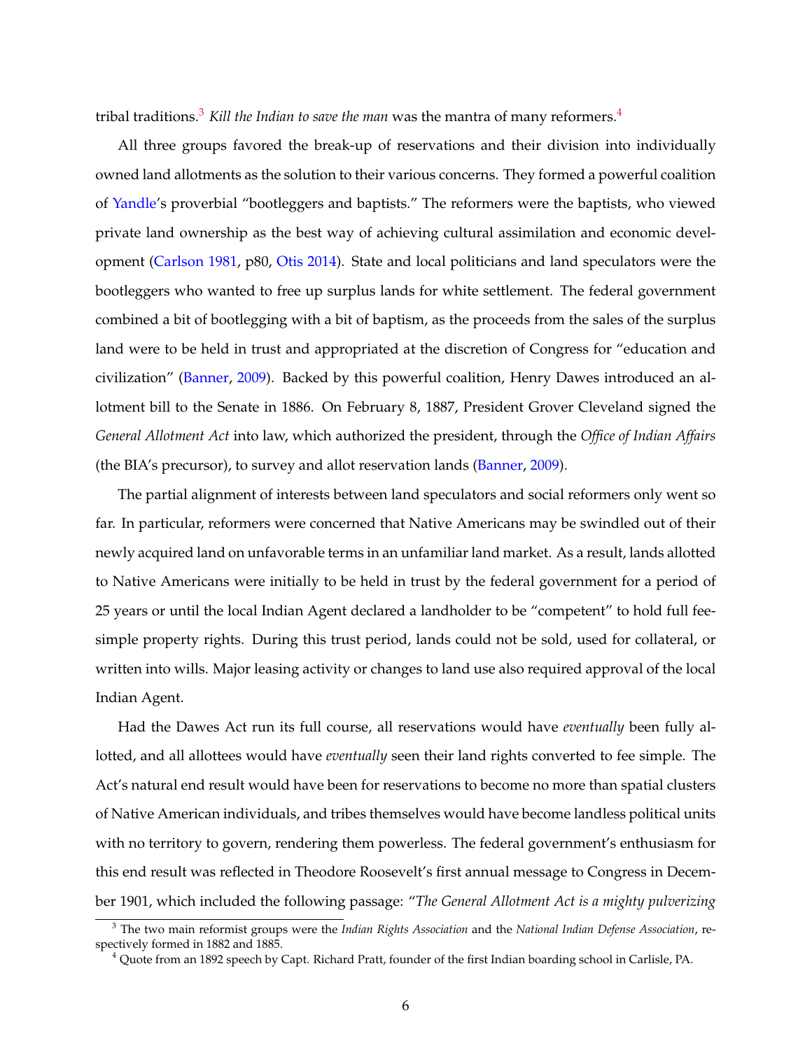tribal traditions.[3] *Kill the Indian to save the man* was the mantra of many reformers.[4]

All three groups favored the break-up of reservations and their division into individually owned land allotments as the solution to their various concerns. They formed a powerful coalition of Yandle's proverbial "bootleggers and baptists." The reformers were the baptists, who viewed private land ownership as the best way of achieving cultural assimilation and economic development (Carlson 1981, p80, Otis 2014). State and local politicians and land speculators were the bootleggers who wanted to free up surplus lands for white settlement. The federal government combined a bit of bootlegging with a bit of baptism, as the proceeds from the sales of the surplus land were to be held in trust and appropriated at the discretion of Congress for "education and civilization" (Banner, 2009). Backed by this powerful coalition, Henry Dawes introduced an allotment bill to the Senate in 1886. On February 8, 1887, President Grover Cleveland signed the *General Allotment Act* into law, which authorized the president, through the *Office of Indian Affairs* (the BIA's precursor), to survey and allot reservation lands (Banner, 2009).

The partial alignment of interests between land speculators and social reformers only went so far. In particular, reformers were concerned that Native Americans may be swindled out of their newly acquired land on unfavorable terms in an unfamiliar land market. As a result, lands allotted to Native Americans were initially to be held in trust by the federal government for a period of 25 years or until the local Indian Agent declared a landholder to be "competent" to hold full fee-simple property rights. During this trust period, lands could not be sold, used for collateral, or written into wills. Major leasing activity or changes to land use also required approval of the local Indian Agent.

Had the Dawes Act run its full course, all reservations would have *eventually* been fully allotted, and all allottees would have *eventually* seen their land rights converted to fee simple. The Act's natural end result would have been for reservations to become no more than spatial clusters of Native American individuals, and tribes themselves would have become landless political units with no territory to govern, rendering them powerless. The federal government's enthusiasm for this end result was reflected in Theodore Roosevelt's first annual message to Congress in December 1901, which included the following passage: "*The General Allotment Act is a mighty pulverizing*

[3] The two main reformist groups were the *Indian Rights Association* and the *National Indian Defense Association*, respectively formed in 1882 and 1885.

[4] Quote from an 1892 speech by Capt. Richard Pratt, founder of the first Indian boarding school in Carlisle, PA.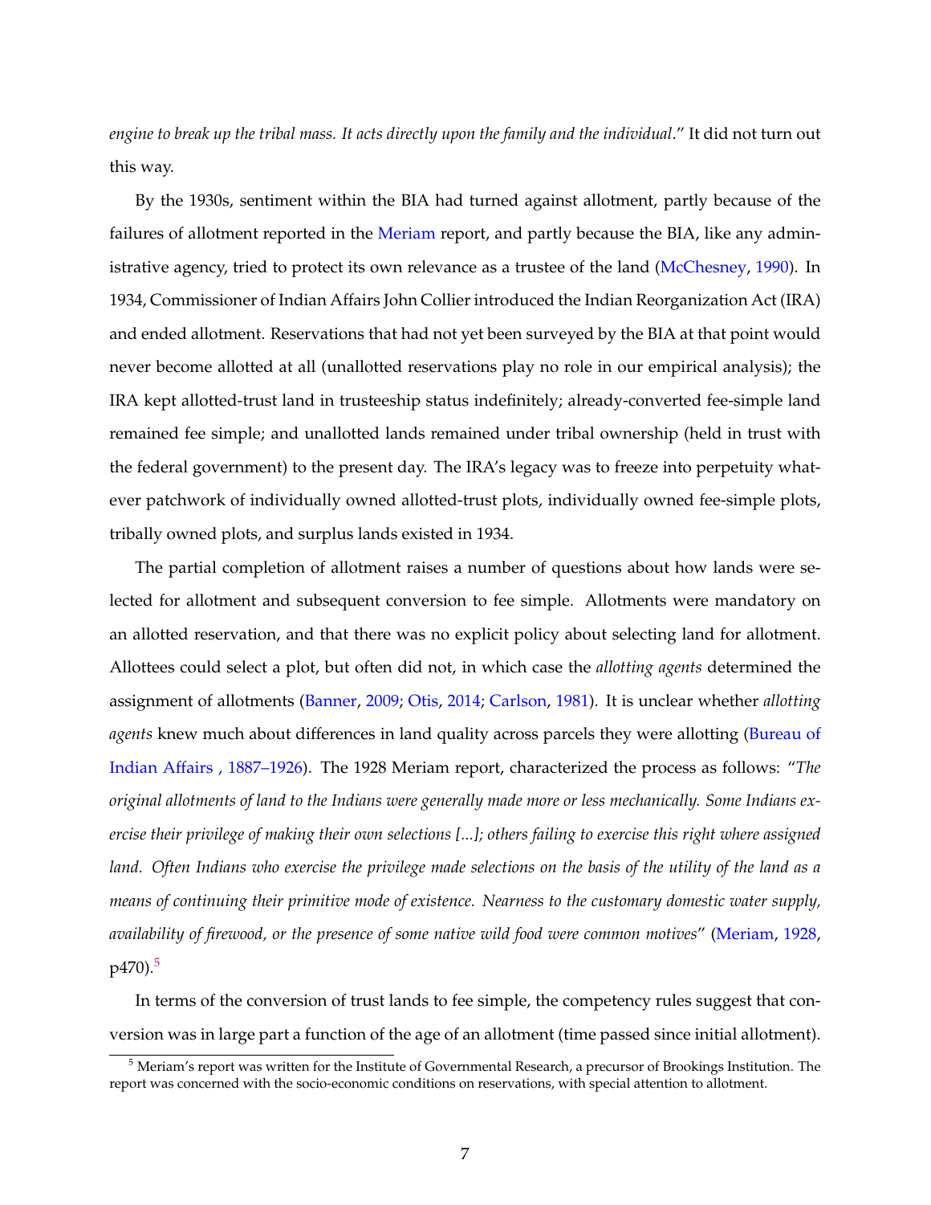*engine to break up the tribal mass. It acts directly upon the family and the individual*." It did not turn out this way.

By the 1930s, sentiment within the BIA had turned against allotment, partly because of the failures of allotment reported in the Meriam report, and partly because the BIA, like any administrative agency, tried to protect its own relevance as a trustee of the land (McChesney, 1990). In 1934, Commissioner of Indian Affairs John Collier introduced the Indian Reorganization Act (IRA) and ended allotment. Reservations that had not yet been surveyed by the BIA at that point would never become allotted at all (unallotted reservations play no role in our empirical analysis); the IRA kept allotted-trust land in trusteeship status indefinitely; already-converted fee-simple land remained fee simple; and unallotted lands remained under tribal ownership (held in trust with the federal government) to the present day. The IRA's legacy was to freeze into perpetuity whatever patchwork of individually owned allotted-trust plots, individually owned fee-simple plots, tribally owned plots, and surplus lands existed in 1934.

The partial completion of allotment raises a number of questions about how lands were selected for allotment and subsequent conversion to fee simple. Allotments were mandatory on an allotted reservation, and that there was no explicit policy about selecting land for allotment. Allottees could select a plot, but often did not, in which case the *allotting agents* determined the assignment of allotments (Banner, 2009; Otis, 2014; Carlson, 1981). It is unclear whether *allotting agents* knew much about differences in land quality across parcels they were allotting (Bureau of Indian Affairs , 1887–1926). The 1928 Meriam report, characterized the process as follows: "*The original allotments of land to the Indians were generally made more or less mechanically. Some Indians exercise their privilege of making their own selections [...]; others failing to exercise this right where assigned land. Often Indians who exercise the privilege made selections on the basis of the utility of the land as a means of continuing their primitive mode of existence. Nearness to the customary domestic water supply, availability of firewood, or the presence of some native wild food were common motives*" (Meriam, 1928, p470).[5]

In terms of the conversion of trust lands to fee simple, the competency rules suggest that conversion was in large part a function of the age of an allotment (time passed since initial allotment).

[5] Meriam's report was written for the Institute of Governmental Research, a precursor of Brookings Institution. The report was concerned with the socio-economic conditions on reservations, with special attention to allotment.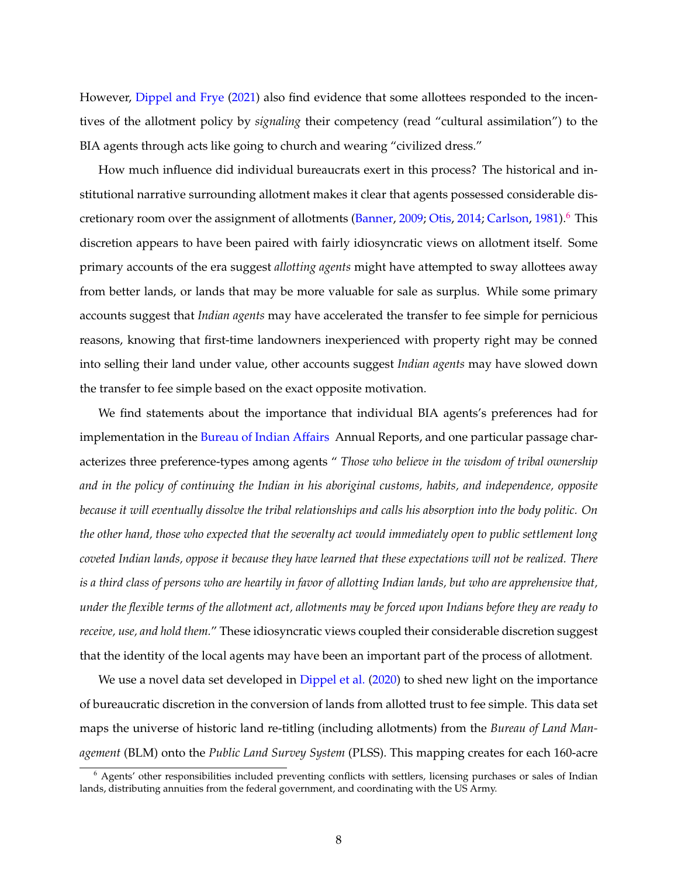However, Dippel and Frye (2021) also find evidence that some allottees responded to the incentives of the allotment policy by *signaling* their competency (read "cultural assimilation") to the BIA agents through acts like going to church and wearing "civilized dress."

How much influence did individual bureaucrats exert in this process? The historical and institutional narrative surrounding allotment makes it clear that agents possessed considerable discretionary room over the assignment of allotments (Banner, 2009; Otis, 2014; Carlson, 1981).[6] This discretion appears to have been paired with fairly idiosyncratic views on allotment itself. Some primary accounts of the era suggest *allotting agents* might have attempted to sway allottees away from better lands, or lands that may be more valuable for sale as surplus. While some primary accounts suggest that *Indian agents* may have accelerated the transfer to fee simple for pernicious reasons, knowing that first-time landowners inexperienced with property right may be conned into selling their land under value, other accounts suggest *Indian agents* may have slowed down the transfer to fee simple based on the exact opposite motivation.

We find statements about the importance that individual BIA agents's preferences had for implementation in the Bureau of Indian Affairs Annual Reports, and one particular passage characterizes three preference-types among agents " *Those who believe in the wisdom of tribal ownership and in the policy of continuing the Indian in his aboriginal customs, habits, and independence, opposite because it will eventually dissolve the tribal relationships and calls his absorption into the body politic. On the other hand, those who expected that the severalty act would immediately open to public settlement long coveted Indian lands, oppose it because they have learned that these expectations will not be realized. There is a third class of persons who are heartily in favor of allotting Indian lands, but who are apprehensive that, under the flexible terms of the allotment act, allotments may be forced upon Indians before they are ready to receive, use, and hold them.*" These idiosyncratic views coupled their considerable discretion suggest that the identity of the local agents may have been an important part of the process of allotment.

We use a novel data set developed in Dippel et al. (2020) to shed new light on the importance of bureaucratic discretion in the conversion of lands from allotted trust to fee simple. This data set maps the universe of historic land re-titling (including allotments) from the *Bureau of Land Management* (BLM) onto the *Public Land Survey System* (PLSS). This mapping creates for each 160-acre

[6] Agents' other responsibilities included preventing conflicts with settlers, licensing purchases or sales of Indian lands, distributing annuities from the federal government, and coordinating with the US Army.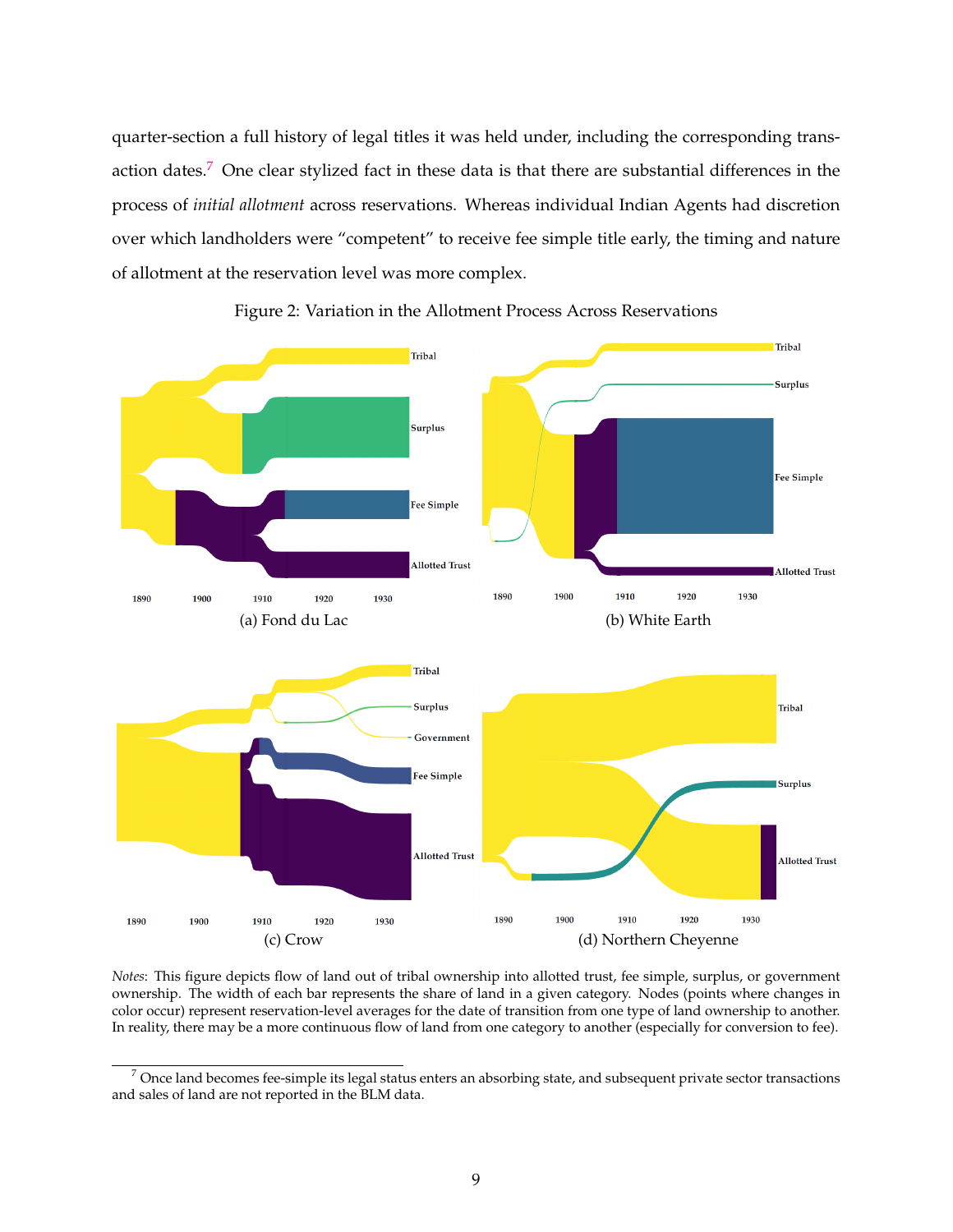quarter-section a full history of legal titles it was held under, including the corresponding transaction dates.[7] One clear stylized fact in these data is that there are substantial differences in the process of *initial allotment* across reservations. Whereas individual Indian Agents had discretion over which landholders were "competent" to receive fee simple title early, the timing and nature of allotment at the reservation level was more complex.

Figure 2: Variation in the Allotment Process Across Reservations

(a) Fond du Lac

(b) White Earth

(c) Crow

(d) Northern Cheyenne

*Notes*: This figure depicts flow of land out of tribal ownership into allotted trust, fee simple, surplus, or government ownership. The width of each bar represents the share of land in a given category. Nodes (points where changes in color occur) represent reservation-level averages for the date of transition from one type of land ownership to another. In reality, there may be a more continuous flow of land from one category to another (especially for conversion to fee).

[7] Once land becomes fee-simple its legal status enters an absorbing state, and subsequent private sector transactions and sales of land are not reported in the BLM data.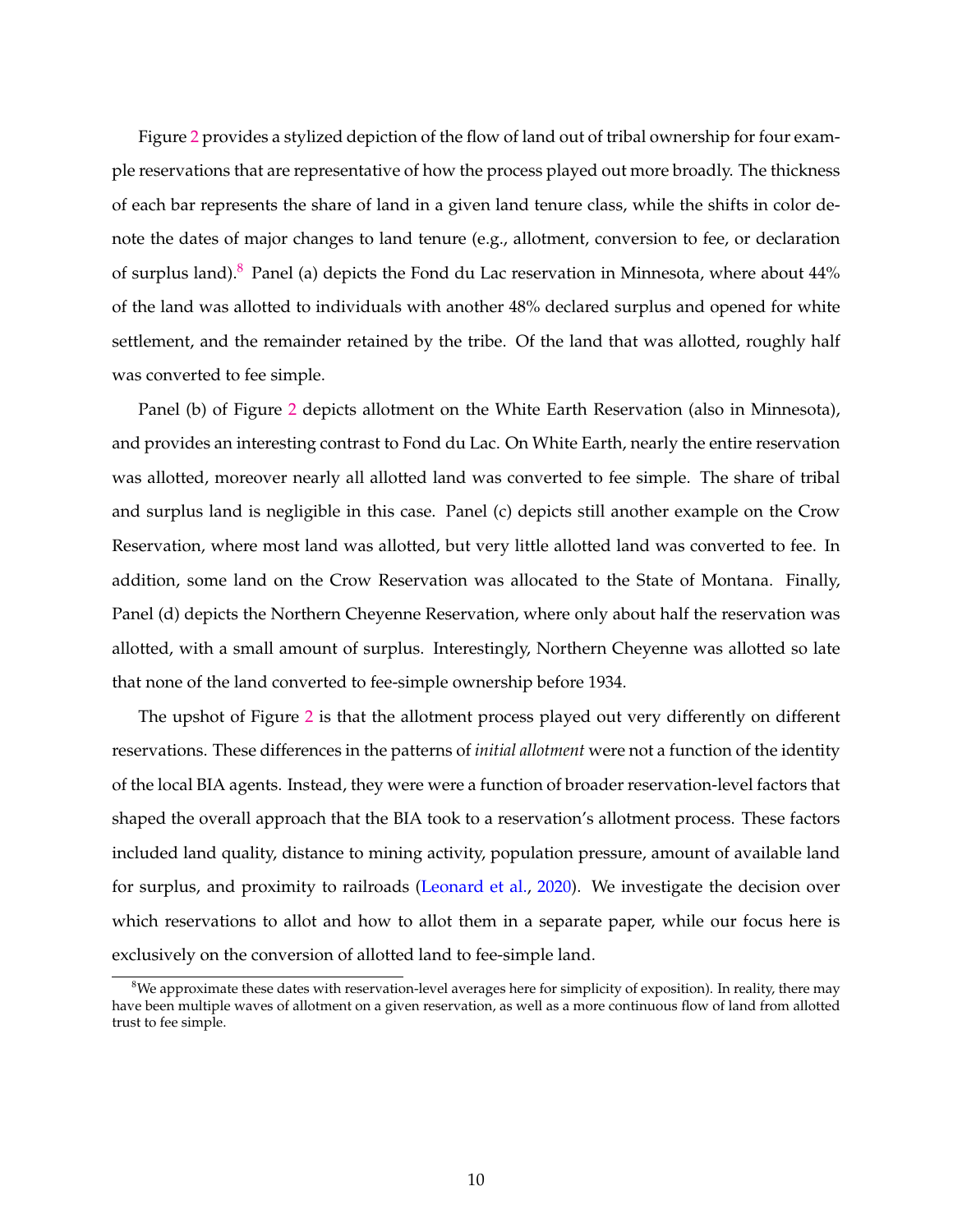Figure 2 provides a stylized depiction of the flow of land out of tribal ownership for four example reservations that are representative of how the process played out more broadly. The thickness of each bar represents the share of land in a given land tenure class, while the shifts in color denote the dates of major changes to land tenure (e.g., allotment, conversion to fee, or declaration of surplus land).[8] Panel (a) depicts the Fond du Lac reservation in Minnesota, where about 44% of the land was allotted to individuals with another 48% declared surplus and opened for white settlement, and the remainder retained by the tribe. Of the land that was allotted, roughly half was converted to fee simple.

Panel (b) of Figure 2 depicts allotment on the White Earth Reservation (also in Minnesota), and provides an interesting contrast to Fond du Lac. On White Earth, nearly the entire reservation was allotted, moreover nearly all allotted land was converted to fee simple. The share of tribal and surplus land is negligible in this case. Panel (c) depicts still another example on the Crow Reservation, where most land was allotted, but very little allotted land was converted to fee. In addition, some land on the Crow Reservation was allocated to the State of Montana. Finally, Panel (d) depicts the Northern Cheyenne Reservation, where only about half the reservation was allotted, with a small amount of surplus. Interestingly, Northern Cheyenne was allotted so late that none of the land converted to fee-simple ownership before 1934.

The upshot of Figure 2 is that the allotment process played out very differently on different reservations. These differences in the patterns of *initial allotment* were not a function of the identity of the local BIA agents. Instead, they were were a function of broader reservation-level factors that shaped the overall approach that the BIA took to a reservation's allotment process. These factors included land quality, distance to mining activity, population pressure, amount of available land for surplus, and proximity to railroads (Leonard et al., 2020). We investigate the decision over which reservations to allot and how to allot them in a separate paper, while our focus here is exclusively on the conversion of allotted land to fee-simple land.

[8] We approximate these dates with reservation-level averages here for simplicity of exposition). In reality, there may have been multiple waves of allotment on a given reservation, as well as a more continuous flow of land from allotted trust to fee simple.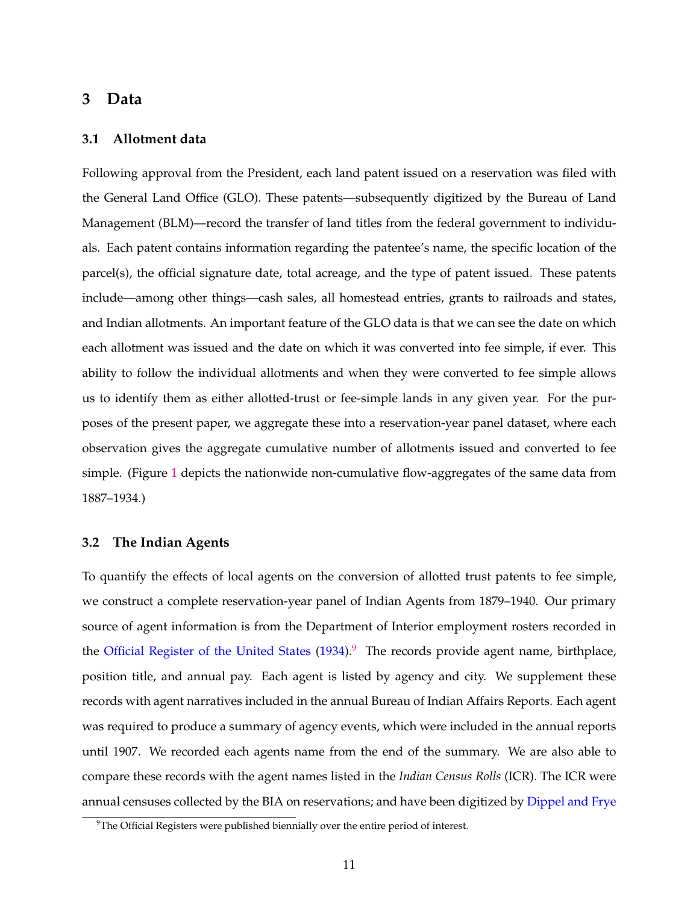## 3 Data

### 3.1 Allotment data

Following approval from the President, each land patent issued on a reservation was filed with the General Land Office (GLO). These patents—subsequently digitized by the Bureau of Land Management (BLM)—record the transfer of land titles from the federal government to individuals. Each patent contains information regarding the patentee's name, the specific location of the parcel(s), the official signature date, total acreage, and the type of patent issued. These patents include—among other things—cash sales, all homestead entries, grants to railroads and states, and Indian allotments. An important feature of the GLO data is that we can see the date on which each allotment was issued and the date on which it was converted into fee simple, if ever. This ability to follow the individual allotments and when they were converted to fee simple allows us to identify them as either allotted-trust or fee-simple lands in any given year. For the purposes of the present paper, we aggregate these into a reservation-year panel dataset, where each observation gives the aggregate cumulative number of allotments issued and converted to fee simple. (Figure 1 depicts the nationwide non-cumulative flow-aggregates of the same data from 1887–1934.)

### 3.2 The Indian Agents

To quantify the effects of local agents on the conversion of allotted trust patents to fee simple, we construct a complete reservation-year panel of Indian Agents from 1879–1940. Our primary source of agent information is from the Department of Interior employment rosters recorded in the Official Register of the United States (1934).[9] The records provide agent name, birthplace, position title, and annual pay. Each agent is listed by agency and city. We supplement these records with agent narratives included in the annual Bureau of Indian Affairs Reports. Each agent was required to produce a summary of agency events, which were included in the annual reports until 1907. We recorded each agents name from the end of the summary. We are also able to compare these records with the agent names listed in the *Indian Census Rolls* (ICR). The ICR were annual censuses collected by the BIA on reservations; and have been digitized by Dippel and Frye

[9] The Official Registers were published biennially over the entire period of interest.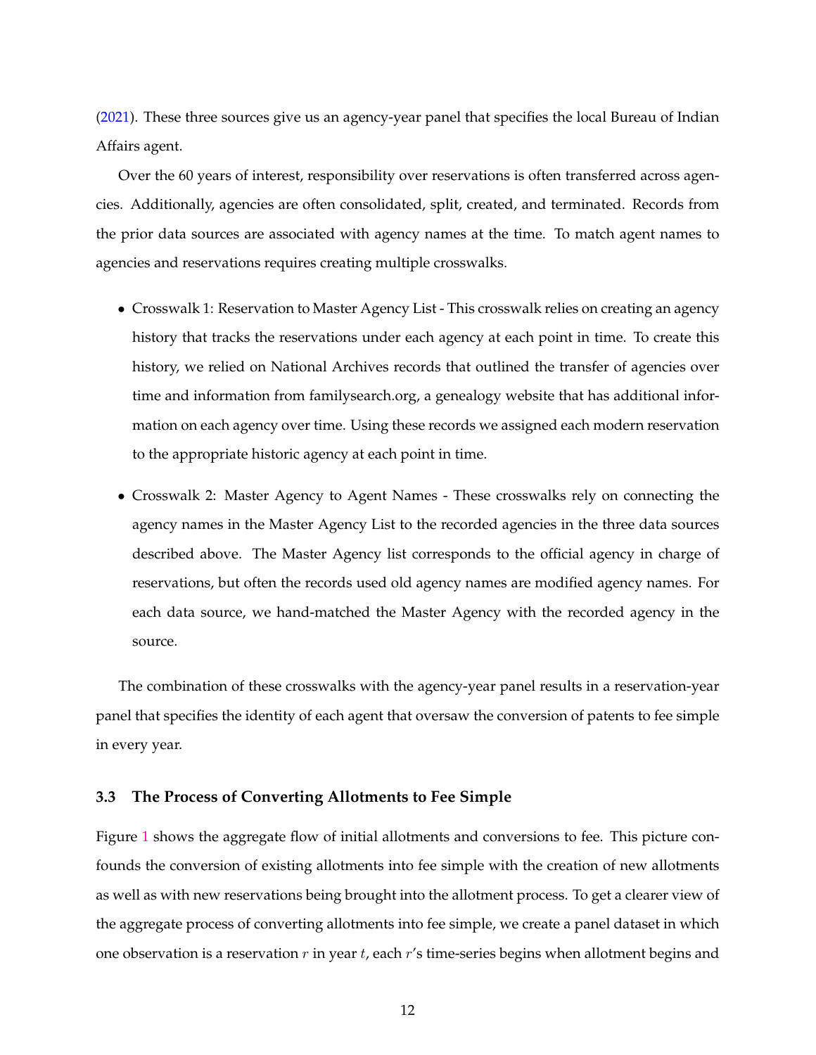(2021). These three sources give us an agency-year panel that specifies the local Bureau of Indian Affairs agent.

Over the 60 years of interest, responsibility over reservations is often transferred across agencies. Additionally, agencies are often consolidated, split, created, and terminated. Records from the prior data sources are associated with agency names at the time. To match agent names to agencies and reservations requires creating multiple crosswalks.

- Crosswalk 1: Reservation to Master Agency List - This crosswalk relies on creating an agency history that tracks the reservations under each agency at each point in time. To create this history, we relied on National Archives records that outlined the transfer of agencies over time and information from familysearch.org, a genealogy website that has additional information on each agency over time. Using these records we assigned each modern reservation to the appropriate historic agency at each point in time.

- Crosswalk 2: Master Agency to Agent Names - These crosswalks rely on connecting the agency names in the Master Agency List to the recorded agencies in the three data sources described above. The Master Agency list corresponds to the official agency in charge of reservations, but often the records used old agency names are modified agency names. For each data source, we hand-matched the Master Agency with the recorded agency in the source.

The combination of these crosswalks with the agency-year panel results in a reservation-year panel that specifies the identity of each agent that oversaw the conversion of patents to fee simple in every year.

### 3.3 The Process of Converting Allotments to Fee Simple

Figure 1 shows the aggregate flow of initial allotments and conversions to fee. This picture confounds the conversion of existing allotments into fee simple with the creation of new allotments as well as with new reservations being brought into the allotment process. To get a clearer view of the aggregate process of converting allotments into fee simple, we create a panel dataset in which one observation is a reservation $r$ in year $t$, each $r$'s time-series begins when allotment begins and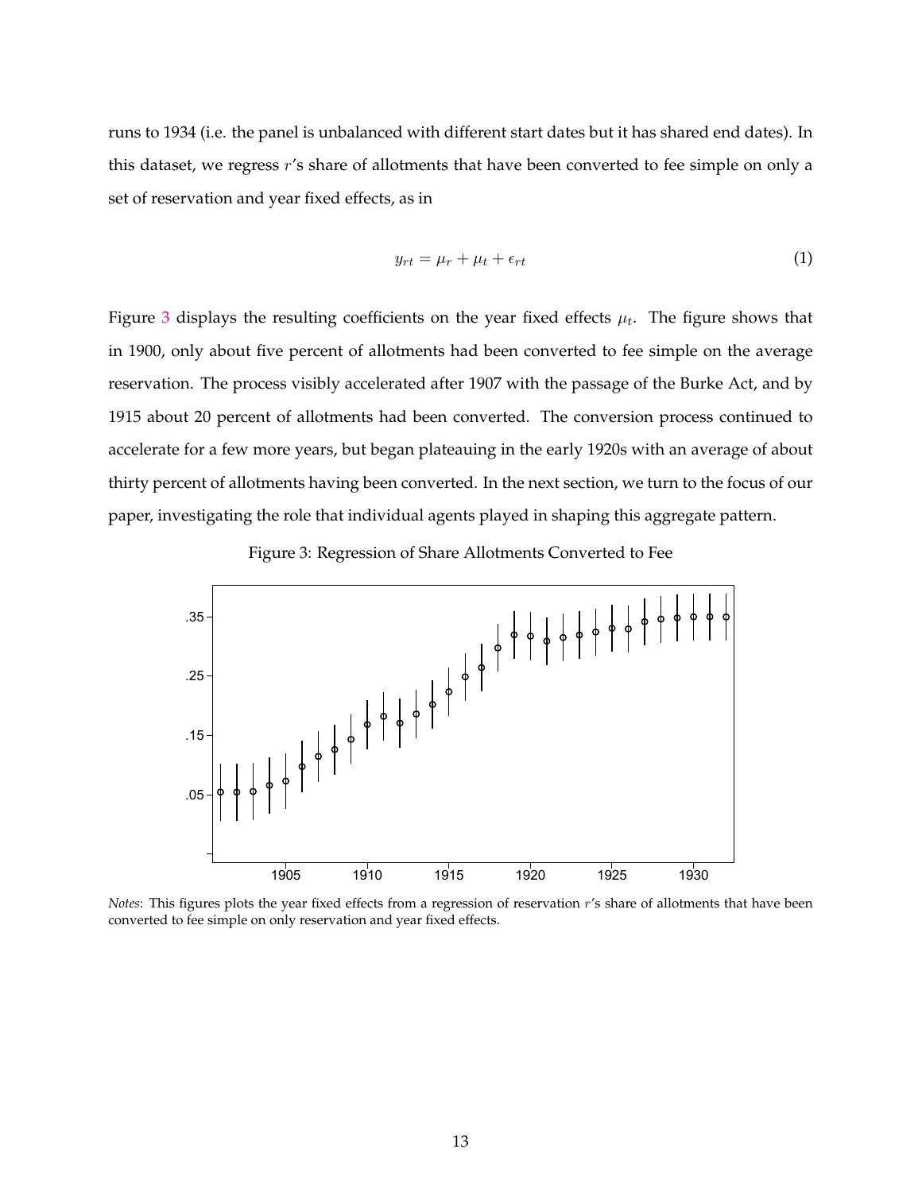runs to 1934 (i.e. the panel is unbalanced with different start dates but it has shared end dates). In this dataset, we regress $r$'s share of allotments that have been converted to fee simple on only a set of reservation and year fixed effects, as in

$$y_{rt} = \mu_r + \mu_t + \epsilon_{rt} \tag{1}$$

Figure 3 displays the resulting coefficients on the year fixed effects $\mu_t$. The figure shows that in 1900, only about five percent of allotments had been converted to fee simple on the average reservation. The process visibly accelerated after 1907 with the passage of the Burke Act, and by 1915 about 20 percent of allotments had been converted. The conversion process continued to accelerate for a few more years, but began plateauing in the early 1920s with an average of about thirty percent of allotments having been converted. In the next section, we turn to the focus of our paper, investigating the role that individual agents played in shaping this aggregate pattern.

Figure 3: Regression of Share Allotments Converted to Fee

*Notes*: This figures plots the year fixed effects from a regression of reservation $r$'s share of allotments that have been converted to fee simple on only reservation and year fixed effects.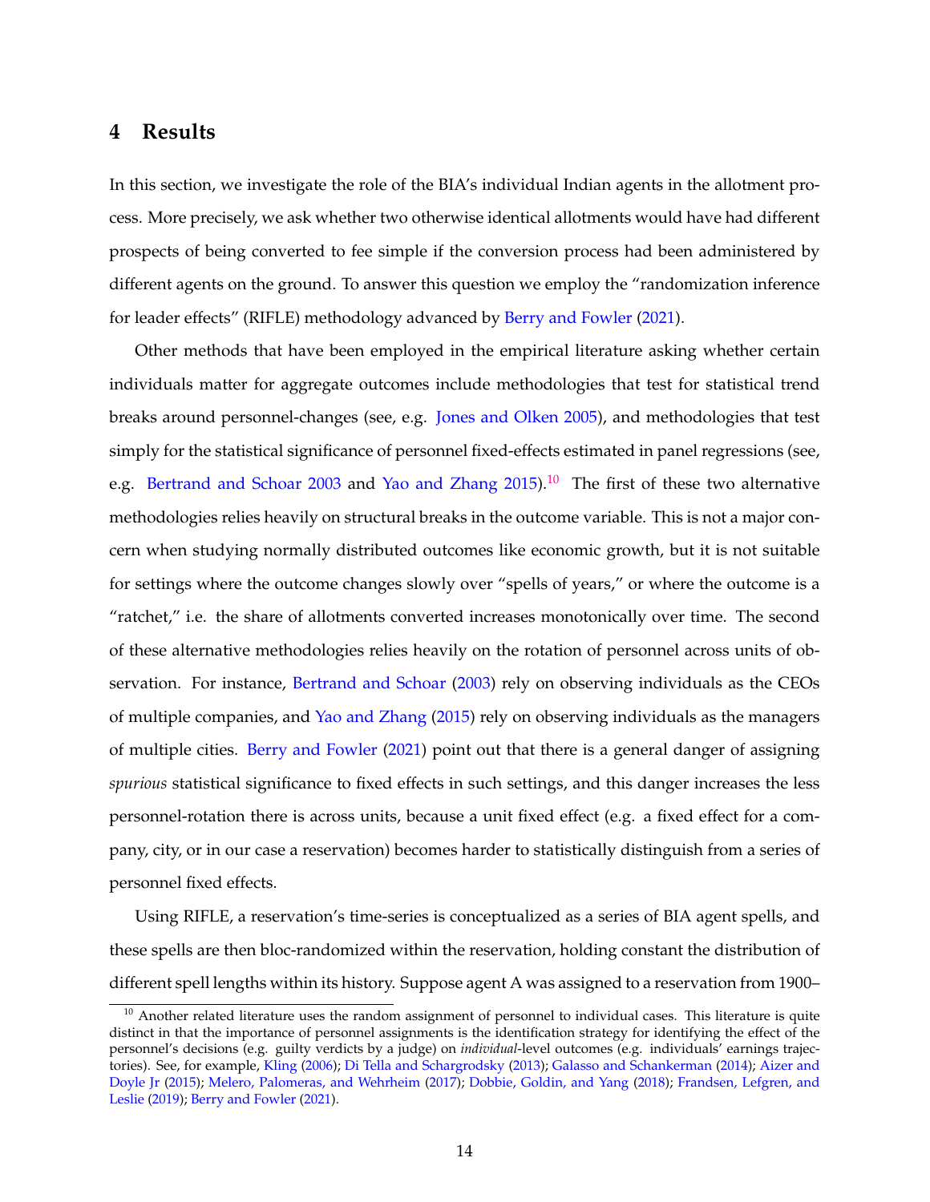## 4 Results

In this section, we investigate the role of the BIA's individual Indian agents in the allotment process. More precisely, we ask whether two otherwise identical allotments would have had different prospects of being converted to fee simple if the conversion process had been administered by different agents on the ground. To answer this question we employ the "randomization inference for leader effects" (RIFLE) methodology advanced by Berry and Fowler (2021).

Other methods that have been employed in the empirical literature asking whether certain individuals matter for aggregate outcomes include methodologies that test for statistical trend breaks around personnel-changes (see, e.g. Jones and Olken 2005), and methodologies that test simply for the statistical significance of personnel fixed-effects estimated in panel regressions (see, e.g. Bertrand and Schoar 2003 and Yao and Zhang 2015).[10] The first of these two alternative methodologies relies heavily on structural breaks in the outcome variable. This is not a major concern when studying normally distributed outcomes like economic growth, but it is not suitable for settings where the outcome changes slowly over "spells of years," or where the outcome is a "ratchet," i.e. the share of allotments converted increases monotonically over time. The second of these alternative methodologies relies heavily on the rotation of personnel across units of observation. For instance, Bertrand and Schoar (2003) rely on observing individuals as the CEOs of multiple companies, and Yao and Zhang (2015) rely on observing individuals as the managers of multiple cities. Berry and Fowler (2021) point out that there is a general danger of assigning *spurious* statistical significance to fixed effects in such settings, and this danger increases the less personnel-rotation there is across units, because a unit fixed effect (e.g. a fixed effect for a company, city, or in our case a reservation) becomes harder to statistically distinguish from a series of personnel fixed effects.

Using RIFLE, a reservation's time-series is conceptualized as a series of BIA agent spells, and these spells are then bloc-randomized within the reservation, holding constant the distribution of different spell lengths within its history. Suppose agent A was assigned to a reservation from 1900–

[10] Another related literature uses the random assignment of personnel to individual cases. This literature is quite distinct in that the importance of personnel assignments is the identification strategy for identifying the effect of the personnel's decisions (e.g. guilty verdicts by a judge) on *individual*-level outcomes (e.g. individuals' earnings trajectories). See, for example, Kling (2006); Di Tella and Schargrodsky (2013); Galasso and Schankerman (2014); Aizer and Doyle Jr (2015); Melero, Palomeras, and Wehrheim (2017); Dobbie, Goldin, and Yang (2018); Frandsen, Lefgren, and Leslie (2019); Berry and Fowler (2021).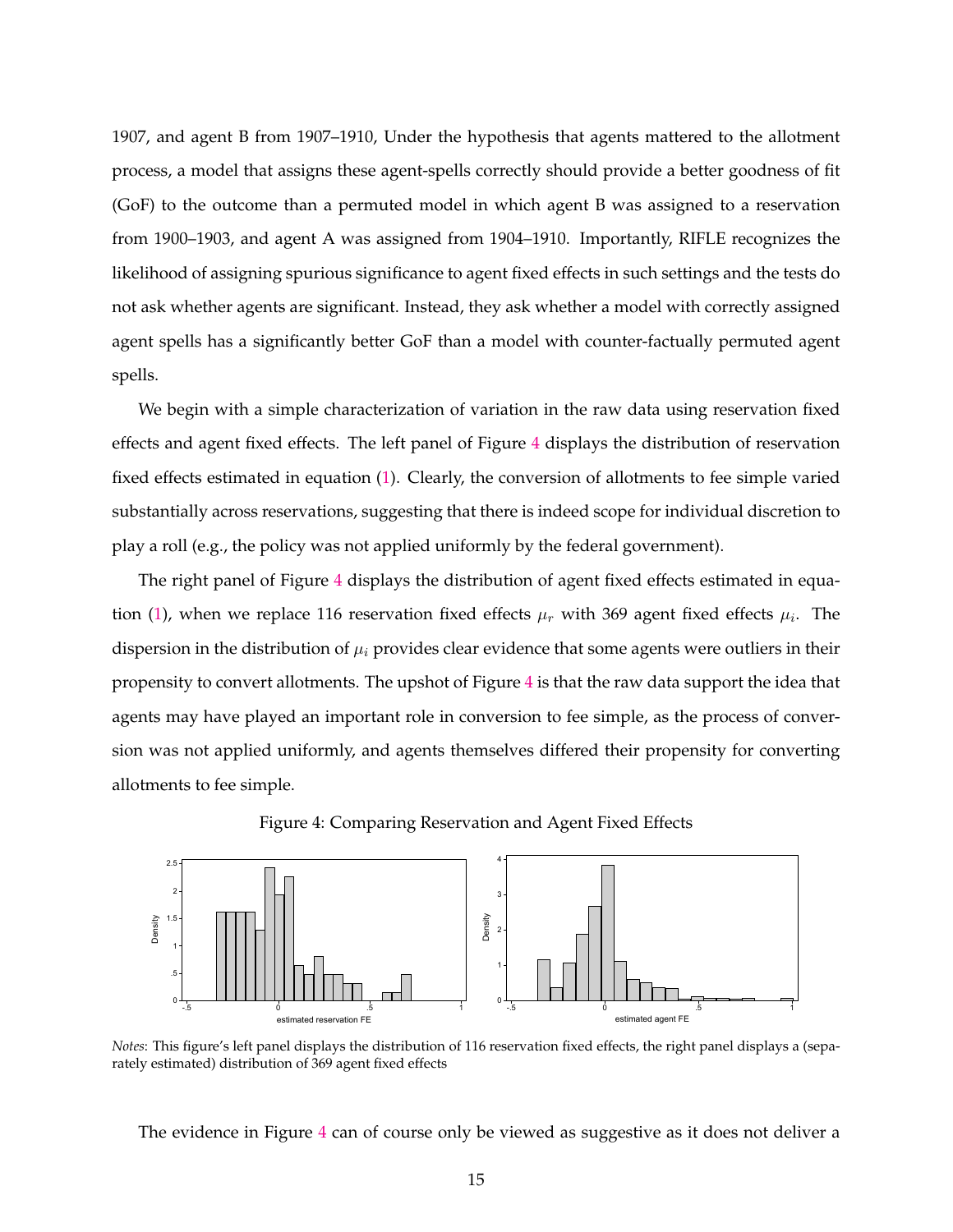1907, and agent B from 1907–1910, Under the hypothesis that agents mattered to the allotment process, a model that assigns these agent-spells correctly should provide a better goodness of fit (GoF) to the outcome than a permuted model in which agent B was assigned to a reservation from 1900–1903, and agent A was assigned from 1904–1910. Importantly, RIFLE recognizes the likelihood of assigning spurious significance to agent fixed effects in such settings and the tests do not ask whether agents are significant. Instead, they ask whether a model with correctly assigned agent spells has a significantly better GoF than a model with counter-factually permuted agent spells.

We begin with a simple characterization of variation in the raw data using reservation fixed effects and agent fixed effects. The left panel of Figure 4 displays the distribution of reservation fixed effects estimated in equation (1). Clearly, the conversion of allotments to fee simple varied substantially across reservations, suggesting that there is indeed scope for individual discretion to play a roll (e.g., the policy was not applied uniformly by the federal government).

The right panel of Figure 4 displays the distribution of agent fixed effects estimated in equation (1), when we replace 116 reservation fixed effects $\mu_r$ with 369 agent fixed effects $\mu_i$. The dispersion in the distribution of $\mu_i$ provides clear evidence that some agents were outliers in their propensity to convert allotments. The upshot of Figure 4 is that the raw data support the idea that agents may have played an important role in conversion to fee simple, as the process of conversion was not applied uniformly, and agents themselves differed their propensity for converting allotments to fee simple.

Figure 4: Comparing Reservation and Agent Fixed Effects

*Notes*: This figure's left panel displays the distribution of 116 reservation fixed effects, the right panel displays a (separately estimated) distribution of 369 agent fixed effects

The evidence in Figure 4 can of course only be viewed as suggestive as it does not deliver a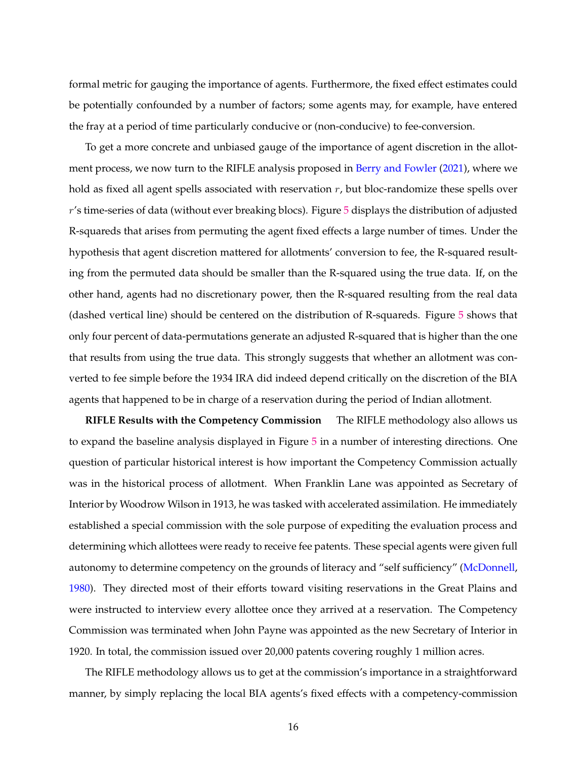formal metric for gauging the importance of agents. Furthermore, the fixed effect estimates could be potentially confounded by a number of factors; some agents may, for example, have entered the fray at a period of time particularly conducive or (non-conducive) to fee-conversion.

To get a more concrete and unbiased gauge of the importance of agent discretion in the allotment process, we now turn to the RIFLE analysis proposed in Berry and Fowler (2021), where we hold as fixed all agent spells associated with reservation $r$, but bloc-randomize these spells over $r$'s time-series of data (without ever breaking blocs). Figure 5 displays the distribution of adjusted R-squareds that arises from permuting the agent fixed effects a large number of times. Under the hypothesis that agent discretion mattered for allotments' conversion to fee, the R-squared resulting from the permuted data should be smaller than the R-squared using the true data. If, on the other hand, agents had no discretionary power, then the R-squared resulting from the real data (dashed vertical line) should be centered on the distribution of R-squareds. Figure 5 shows that only four percent of data-permutations generate an adjusted R-squared that is higher than the one that results from using the true data. This strongly suggests that whether an allotment was converted to fee simple before the 1934 IRA did indeed depend critically on the discretion of the BIA agents that happened to be in charge of a reservation during the period of Indian allotment.

**RIFLE Results with the Competency Commission** The RIFLE methodology also allows us to expand the baseline analysis displayed in Figure 5 in a number of interesting directions. One question of particular historical interest is how important the Competency Commission actually was in the historical process of allotment. When Franklin Lane was appointed as Secretary of Interior by Woodrow Wilson in 1913, he was tasked with accelerated assimilation. He immediately established a special commission with the sole purpose of expediting the evaluation process and determining which allottees were ready to receive fee patents. These special agents were given full autonomy to determine competency on the grounds of literacy and "self sufficiency" (McDonnell, 1980). They directed most of their efforts toward visiting reservations in the Great Plains and were instructed to interview every allottee once they arrived at a reservation. The Competency Commission was terminated when John Payne was appointed as the new Secretary of Interior in 1920. In total, the commission issued over 20,000 patents covering roughly 1 million acres.

The RIFLE methodology allows us to get at the commission's importance in a straightforward manner, by simply replacing the local BIA agents's fixed effects with a competency-commission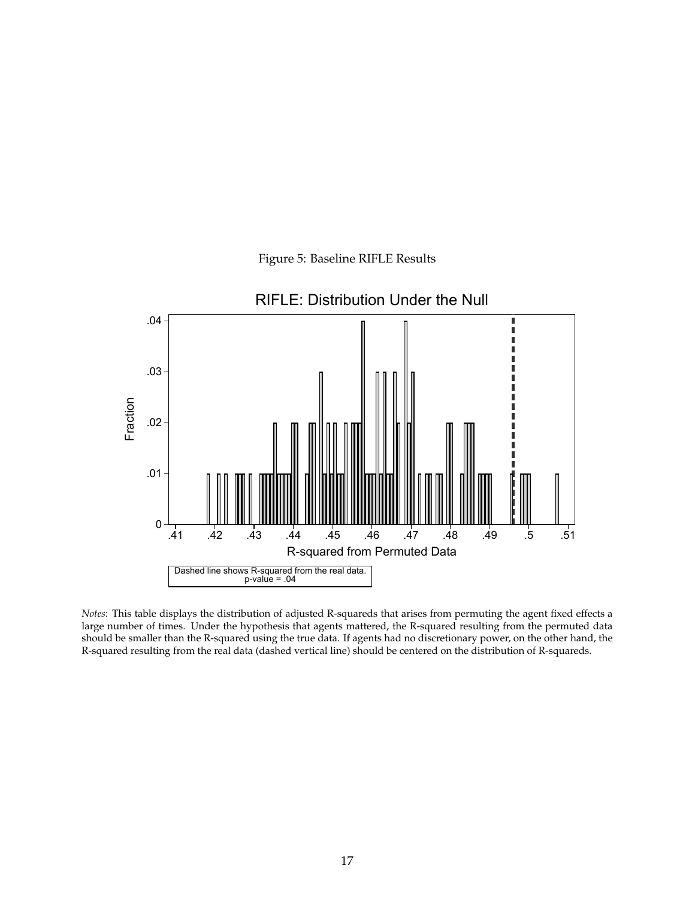Figure 5: Baseline RIFLE Results

*Notes*: This table displays the distribution of adjusted R-squareds that arises from permuting the agent fixed effects a large number of times. Under the hypothesis that agents mattered, the R-squared resulting from the permuted data should be smaller than the R-squared using the true data. If agents had no discretionary power, on the other hand, the R-squared resulting from the real data (dashed vertical line) should be centered on the distribution of R-squareds.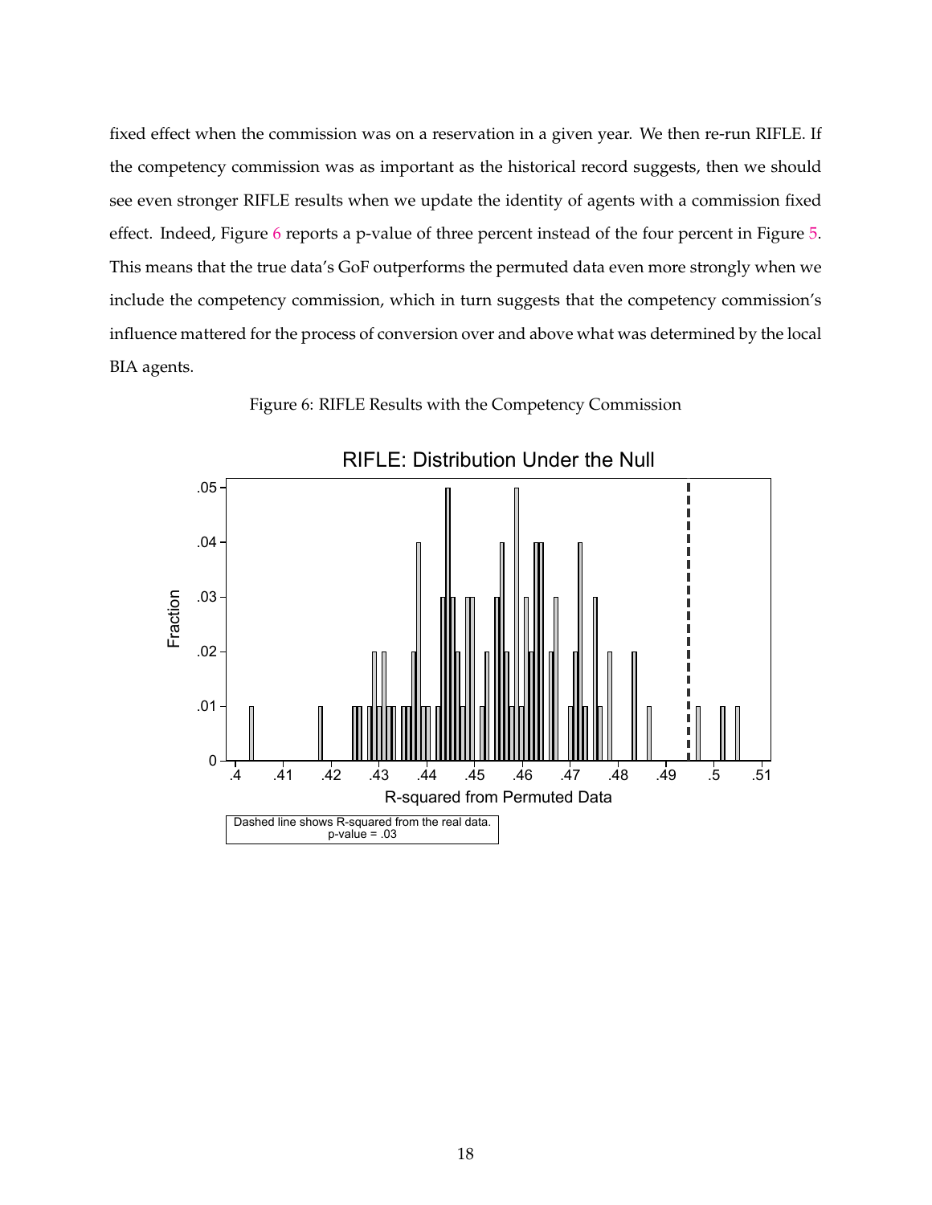fixed effect when the commission was on a reservation in a given year. We then re-run RIFLE. If the competency commission was as important as the historical record suggests, then we should see even stronger RIFLE results when we update the identity of agents with a commission fixed effect. Indeed, Figure 6 reports a p-value of three percent instead of the four percent in Figure 5. This means that the true data's GoF outperforms the permuted data even more strongly when we include the competency commission, which in turn suggests that the competency commission's influence mattered for the process of conversion over and above what was determined by the local BIA agents.

Figure 6: RIFLE Results with the Competency Commission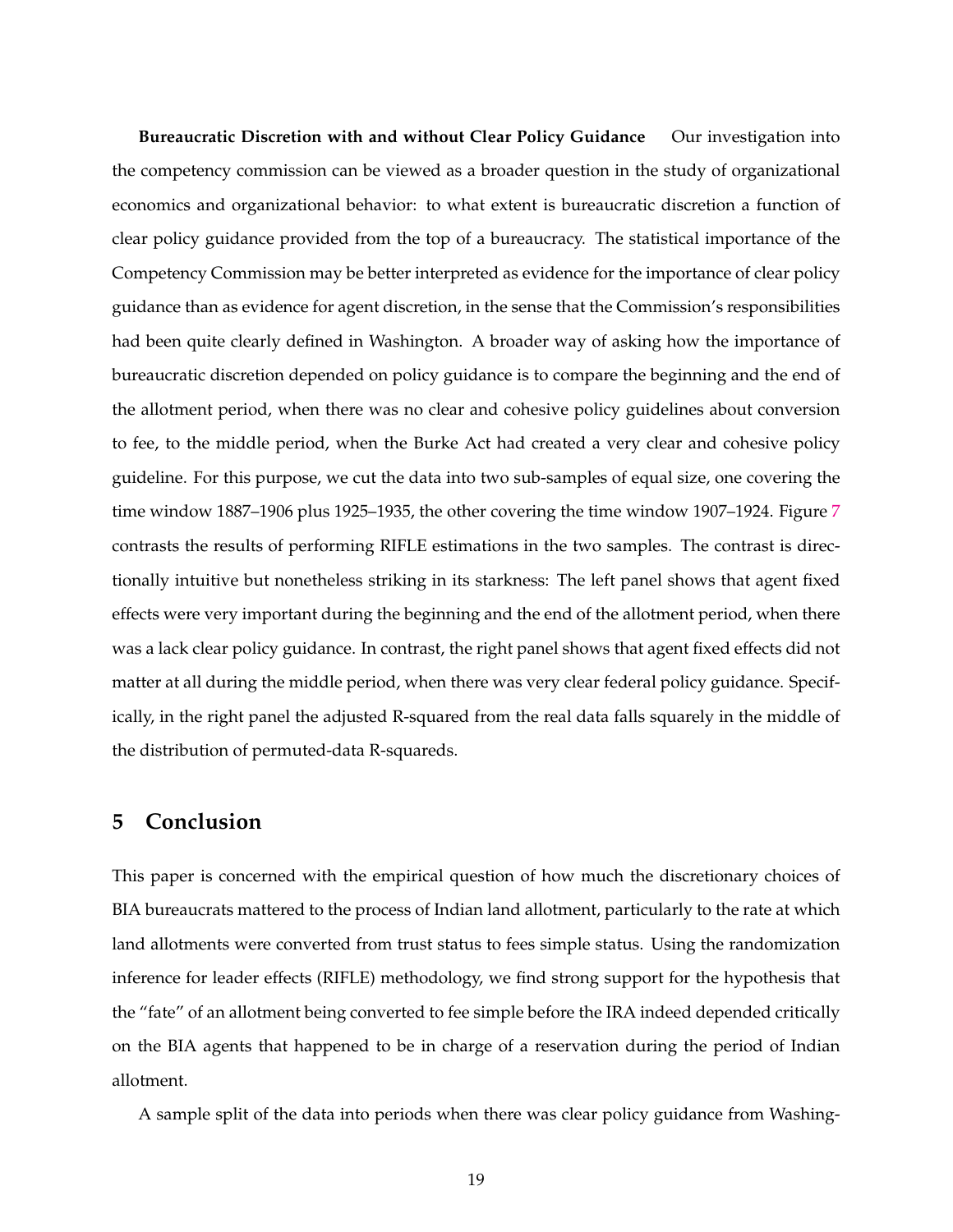**Bureaucratic Discretion with and without Clear Policy Guidance** Our investigation into the competency commission can be viewed as a broader question in the study of organizational economics and organizational behavior: to what extent is bureaucratic discretion a function of clear policy guidance provided from the top of a bureaucracy. The statistical importance of the Competency Commission may be better interpreted as evidence for the importance of clear policy guidance than as evidence for agent discretion, in the sense that the Commission's responsibilities had been quite clearly defined in Washington. A broader way of asking how the importance of bureaucratic discretion depended on policy guidance is to compare the beginning and the end of the allotment period, when there was no clear and cohesive policy guidelines about conversion to fee, to the middle period, when the Burke Act had created a very clear and cohesive policy guideline. For this purpose, we cut the data into two sub-samples of equal size, one covering the time window 1887–1906 plus 1925–1935, the other covering the time window 1907–1924. Figure 7 contrasts the results of performing RIFLE estimations in the two samples. The contrast is directionally intuitive but nonetheless striking in its starkness: The left panel shows that agent fixed effects were very important during the beginning and the end of the allotment period, when there was a lack clear policy guidance. In contrast, the right panel shows that agent fixed effects did not matter at all during the middle period, when there was very clear federal policy guidance. Specifically, in the right panel the adjusted R-squared from the real data falls squarely in the middle of the distribution of permuted-data R-squareds.

## 5 Conclusion

This paper is concerned with the empirical question of how much the discretionary choices of BIA bureaucrats mattered to the process of Indian land allotment, particularly to the rate at which land allotments were converted from trust status to fees simple status. Using the randomization inference for leader effects (RIFLE) methodology, we find strong support for the hypothesis that the "fate" of an allotment being converted to fee simple before the IRA indeed depended critically on the BIA agents that happened to be in charge of a reservation during the period of Indian allotment.

A sample split of the data into periods when there was clear policy guidance from Washing-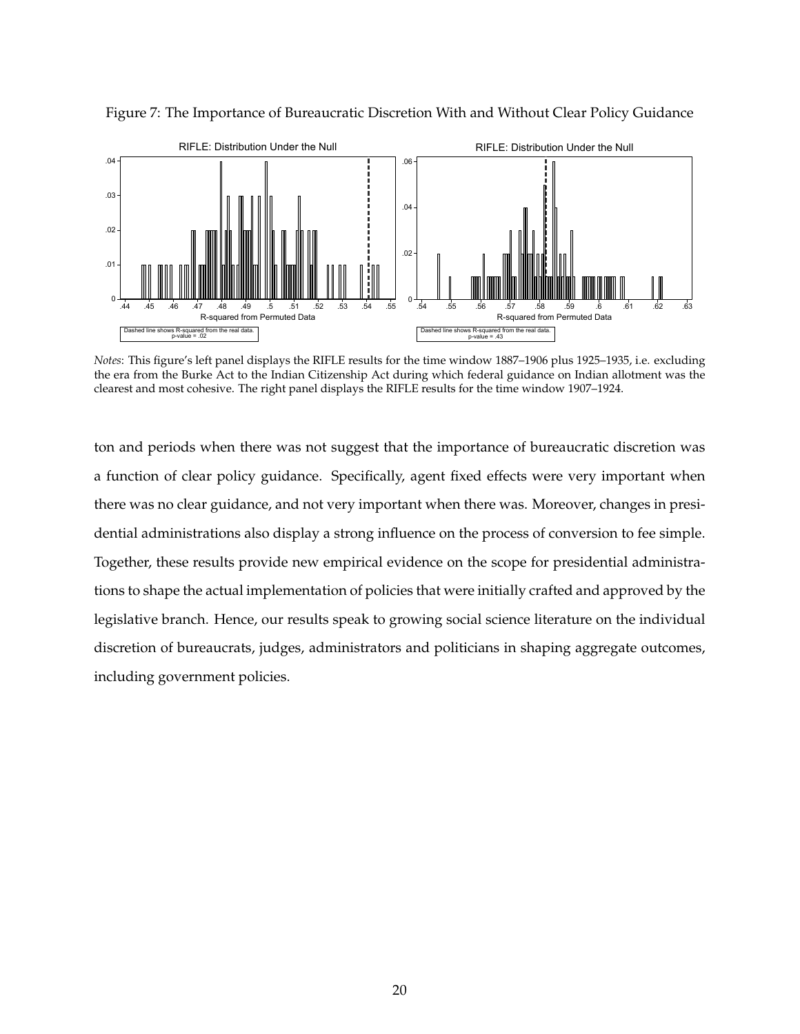Figure 7: The Importance of Bureaucratic Discretion With and Without Clear Policy Guidance

*Notes*: This figure's left panel displays the RIFLE results for the time window 1887–1906 plus 1925–1935, i.e. excluding the era from the Burke Act to the Indian Citizenship Act during which federal guidance on Indian allotment was the clearest and most cohesive. The right panel displays the RIFLE results for the time window 1907–1924.

ton and periods when there was not suggest that the importance of bureaucratic discretion was a function of clear policy guidance. Specifically, agent fixed effects were very important when there was no clear guidance, and not very important when there was. Moreover, changes in presidential administrations also display a strong influence on the process of conversion to fee simple. Together, these results provide new empirical evidence on the scope for presidential administrations to shape the actual implementation of policies that were initially crafted and approved by the legislative branch. Hence, our results speak to growing social science literature on the individual discretion of bureaucrats, judges, administrators and politicians in shaping aggregate outcomes, including government policies.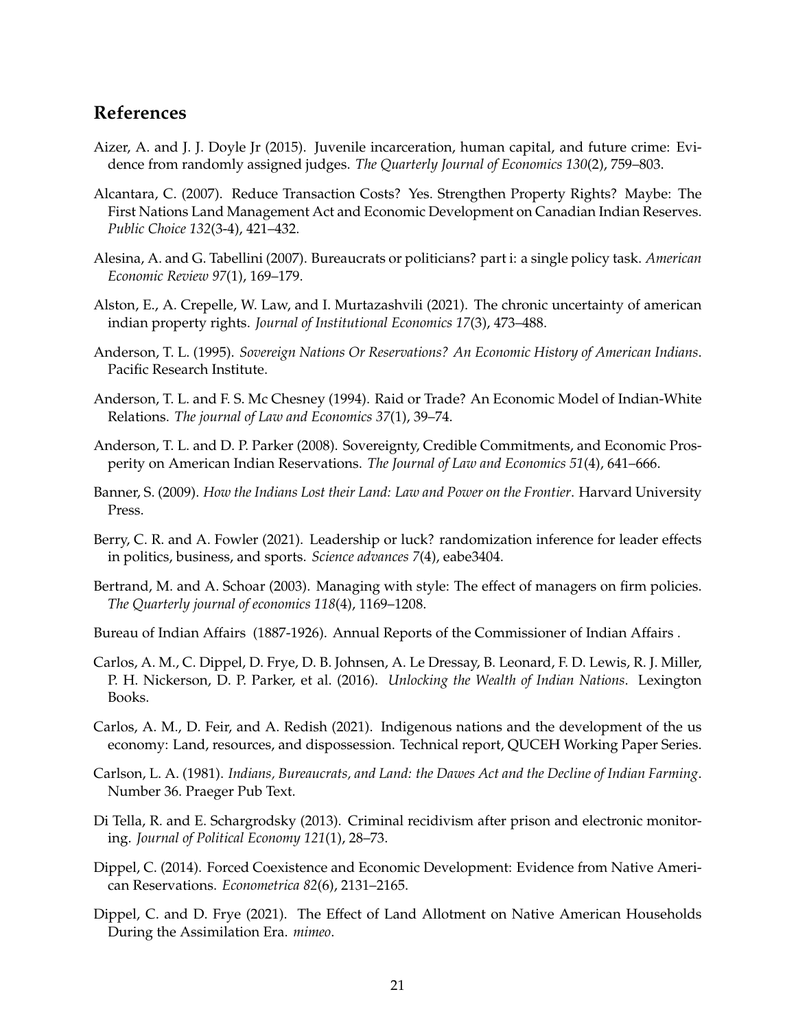## References

Aizer, A. and J. J. Doyle Jr (2015). Juvenile incarceration, human capital, and future crime: Evidence from randomly assigned judges. *The Quarterly Journal of Economics 130*(2), 759–803.

Alcantara, C. (2007). Reduce Transaction Costs? Yes. Strengthen Property Rights? Maybe: The First Nations Land Management Act and Economic Development on Canadian Indian Reserves. *Public Choice 132*(3-4), 421–432.

Alesina, A. and G. Tabellini (2007). Bureaucrats or politicians? part i: a single policy task. *American Economic Review 97*(1), 169–179.

Alston, E., A. Crepelle, W. Law, and I. Murtazashvili (2021). The chronic uncertainty of american indian property rights. *Journal of Institutional Economics 17*(3), 473–488.

Anderson, T. L. (1995). *Sovereign Nations Or Reservations? An Economic History of American Indians*. Pacific Research Institute.

Anderson, T. L. and F. S. Mc Chesney (1994). Raid or Trade? An Economic Model of Indian-White Relations. *The journal of Law and Economics 37*(1), 39–74.

Anderson, T. L. and D. P. Parker (2008). Sovereignty, Credible Commitments, and Economic Prosperity on American Indian Reservations. *The Journal of Law and Economics 51*(4), 641–666.

Banner, S. (2009). *How the Indians Lost their Land: Law and Power on the Frontier*. Harvard University Press.

Berry, C. R. and A. Fowler (2021). Leadership or luck? randomization inference for leader effects in politics, business, and sports. *Science advances 7*(4), eabe3404.

Bertrand, M. and A. Schoar (2003). Managing with style: The effect of managers on firm policies. *The Quarterly journal of economics 118*(4), 1169–1208.

Bureau of Indian Affairs (1887-1926). Annual Reports of the Commissioner of Indian Affairs .

Carlos, A. M., C. Dippel, D. Frye, D. B. Johnsen, A. Le Dressay, B. Leonard, F. D. Lewis, R. J. Miller, P. H. Nickerson, D. P. Parker, et al. (2016). *Unlocking the Wealth of Indian Nations*. Lexington Books.

Carlos, A. M., D. Feir, and A. Redish (2021). Indigenous nations and the development of the us economy: Land, resources, and dispossession. Technical report, QUCEH Working Paper Series.

Carlson, L. A. (1981). *Indians, Bureaucrats, and Land: the Dawes Act and the Decline of Indian Farming*. Number 36. Praeger Pub Text.

Di Tella, R. and E. Schargrodsky (2013). Criminal recidivism after prison and electronic monitoring. *Journal of Political Economy 121*(1), 28–73.

Dippel, C. (2014). Forced Coexistence and Economic Development: Evidence from Native American Reservations. *Econometrica 82*(6), 2131–2165.

Dippel, C. and D. Frye (2021). The Effect of Land Allotment on Native American Households During the Assimilation Era. *mimeo*.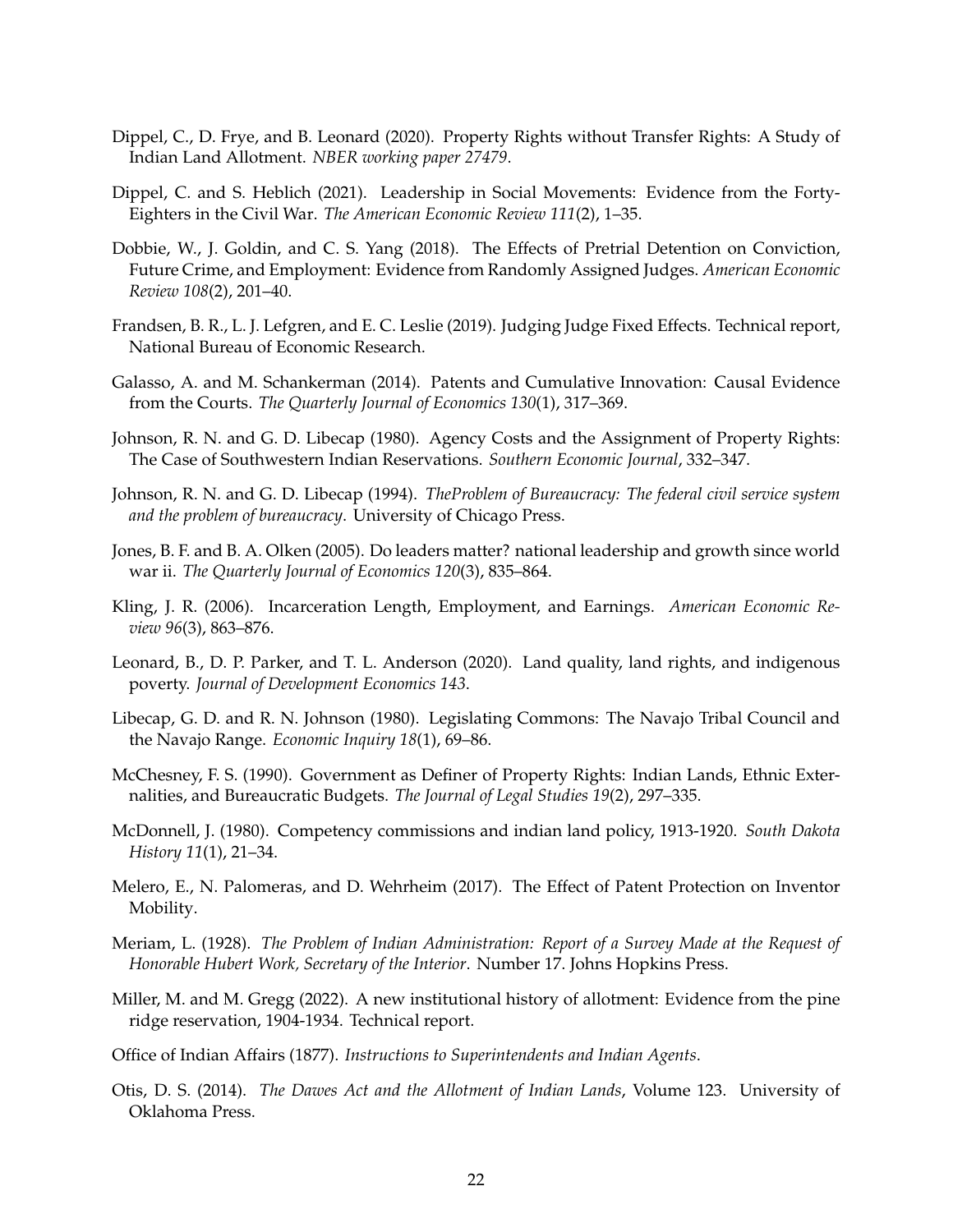Dippel, C., D. Frye, and B. Leonard (2020). Property Rights without Transfer Rights: A Study of Indian Land Allotment. *NBER working paper 27479*.

Dippel, C. and S. Heblich (2021). Leadership in Social Movements: Evidence from the Forty-Eighters in the Civil War. *The American Economic Review 111*(2), 1–35.

Dobbie, W., J. Goldin, and C. S. Yang (2018). The Effects of Pretrial Detention on Conviction, Future Crime, and Employment: Evidence from Randomly Assigned Judges. *American Economic Review 108*(2), 201–40.

Frandsen, B. R., L. J. Lefgren, and E. C. Leslie (2019). Judging Judge Fixed Effects. Technical report, National Bureau of Economic Research.

Galasso, A. and M. Schankerman (2014). Patents and Cumulative Innovation: Causal Evidence from the Courts. *The Quarterly Journal of Economics 130*(1), 317–369.

Johnson, R. N. and G. D. Libecap (1980). Agency Costs and the Assignment of Property Rights: The Case of Southwestern Indian Reservations. *Southern Economic Journal*, 332–347.

Johnson, R. N. and G. D. Libecap (1994). *TheProblem of Bureaucracy: The federal civil service system and the problem of bureaucracy*. University of Chicago Press.

Jones, B. F. and B. A. Olken (2005). Do leaders matter? national leadership and growth since world war ii. *The Quarterly Journal of Economics 120*(3), 835–864.

Kling, J. R. (2006). Incarceration Length, Employment, and Earnings. *American Economic Review 96*(3), 863–876.

Leonard, B., D. P. Parker, and T. L. Anderson (2020). Land quality, land rights, and indigenous poverty. *Journal of Development Economics 143*.

Libecap, G. D. and R. N. Johnson (1980). Legislating Commons: The Navajo Tribal Council and the Navajo Range. *Economic Inquiry 18*(1), 69–86.

McChesney, F. S. (1990). Government as Definer of Property Rights: Indian Lands, Ethnic Externalities, and Bureaucratic Budgets. *The Journal of Legal Studies 19*(2), 297–335.

McDonnell, J. (1980). Competency commissions and indian land policy, 1913-1920. *South Dakota History 11*(1), 21–34.

Melero, E., N. Palomeras, and D. Wehrheim (2017). The Effect of Patent Protection on Inventor Mobility.

Meriam, L. (1928). *The Problem of Indian Administration: Report of a Survey Made at the Request of Honorable Hubert Work, Secretary of the Interior*. Number 17. Johns Hopkins Press.

Miller, M. and M. Gregg (2022). A new institutional history of allotment: Evidence from the pine ridge reservation, 1904-1934. Technical report.

Office of Indian Affairs (1877). *Instructions to Superintendents and Indian Agents*.

Otis, D. S. (2014). *The Dawes Act and the Allotment of Indian Lands*, Volume 123. University of Oklahoma Press.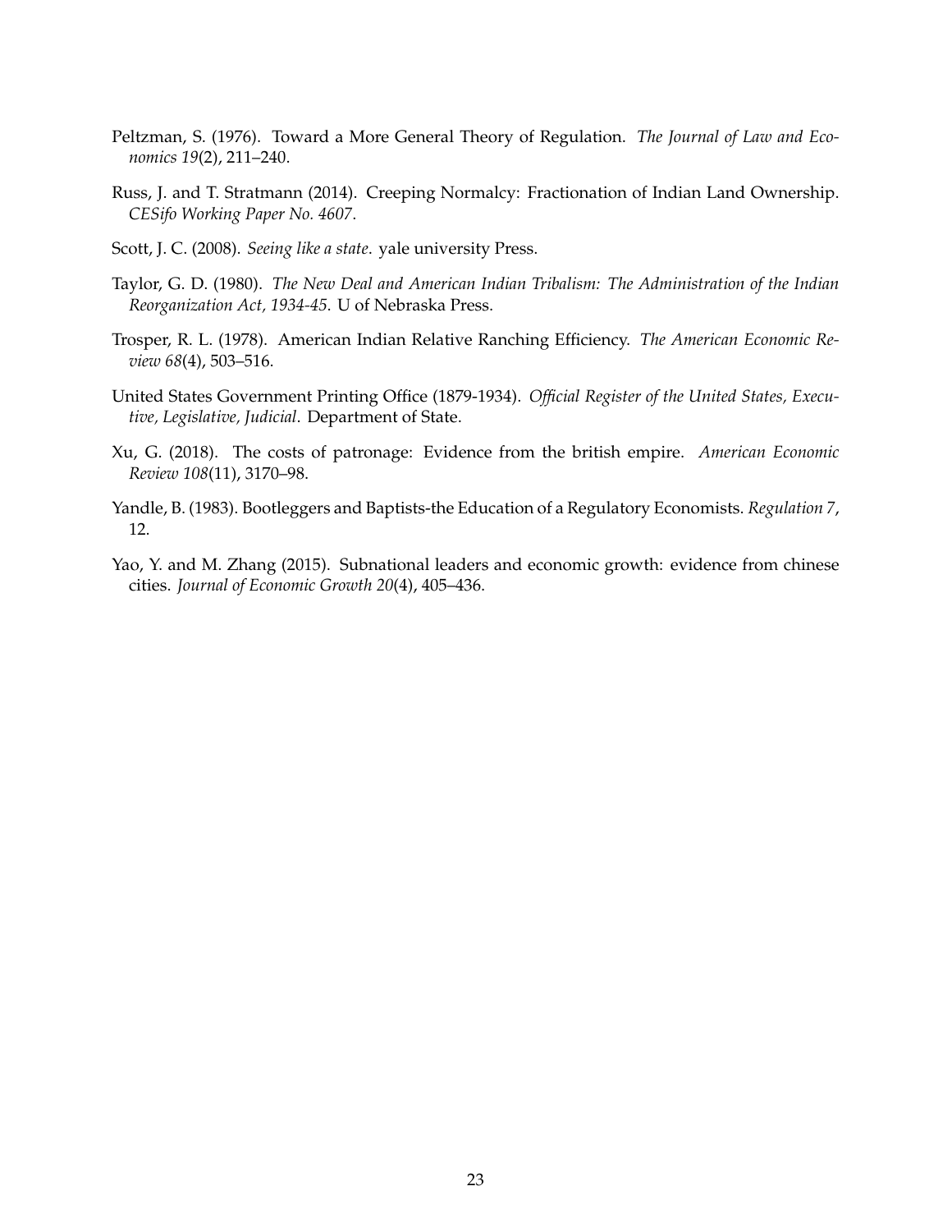Peltzman, S. (1976). Toward a More General Theory of Regulation. *The Journal of Law and Economics 19*(2), 211–240.

Russ, J. and T. Stratmann (2014). Creeping Normalcy: Fractionation of Indian Land Ownership. *CESifo Working Paper No. 4607*.

Scott, J. C. (2008). *Seeing like a state*. yale university Press.

Taylor, G. D. (1980). *The New Deal and American Indian Tribalism: The Administration of the Indian Reorganization Act, 1934-45*. U of Nebraska Press.

Trosper, R. L. (1978). American Indian Relative Ranching Efficiency. *The American Economic Review 68*(4), 503–516.

United States Government Printing Office (1879-1934). *Official Register of the United States, Executive, Legislative, Judicial*. Department of State.

Xu, G. (2018). The costs of patronage: Evidence from the british empire. *American Economic Review 108*(11), 3170–98.

Yandle, B. (1983). Bootleggers and Baptists-the Education of a Regulatory Economists. *Regulation 7*, 12.

Yao, Y. and M. Zhang (2015). Subnational leaders and economic growth: evidence from chinese cities. *Journal of Economic Growth 20*(4), 405–436.